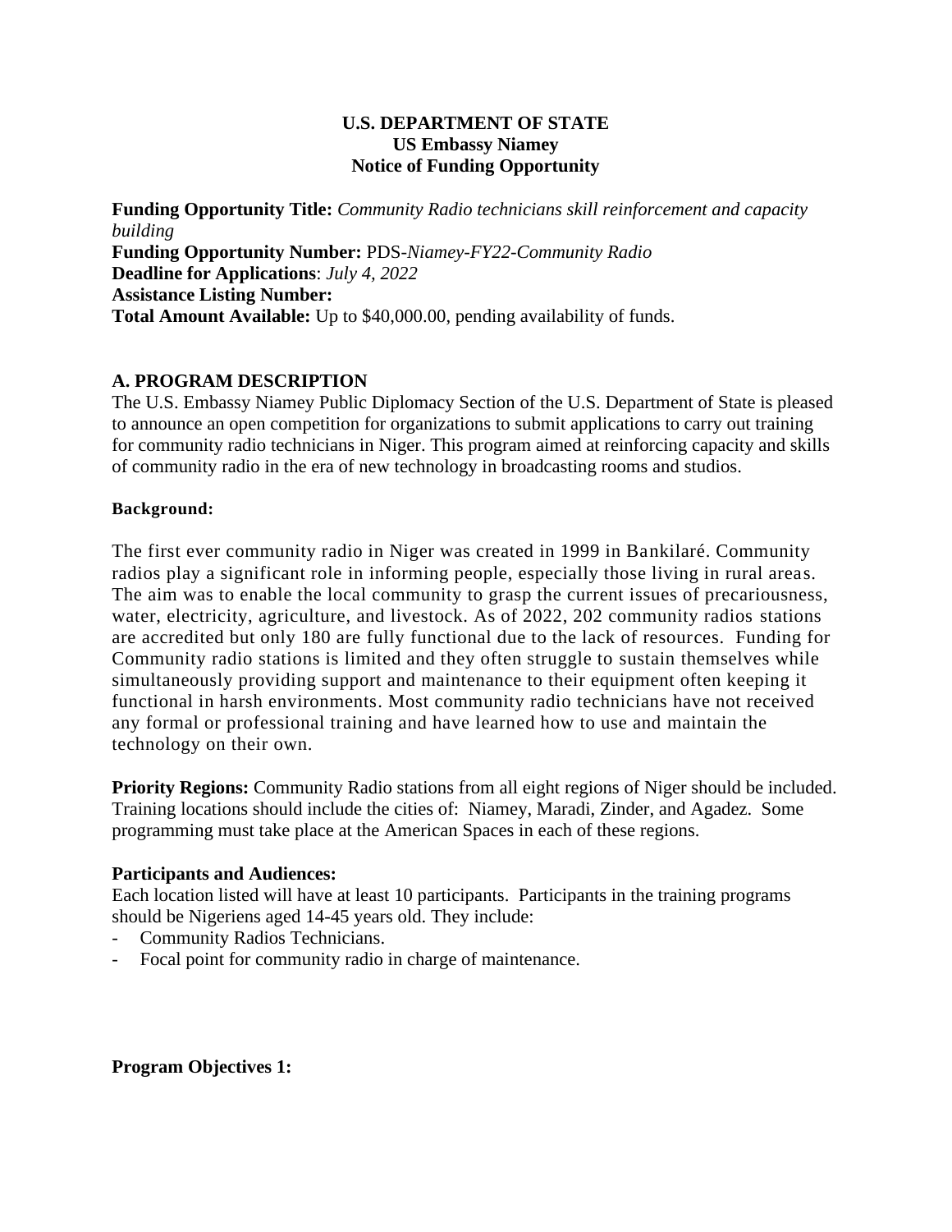**U.S. DEPARTMENT OF STATE**
**US Embassy Niamey**
**Notice of Funding Opportunity**

**Funding Opportunity Title:** *Community Radio technicians skill reinforcement and capacity building*
**Funding Opportunity Number:** PDS-*Niamey-FY22-Community Radio*
**Deadline for Applications**: *July 4, 2022*
**Assistance Listing Number:**
**Total Amount Available:** Up to $40,000.00, pending availability of funds.

## A. PROGRAM DESCRIPTION

The U.S. Embassy Niamey Public Diplomacy Section of the U.S. Department of State is pleased to announce an open competition for organizations to submit applications to carry out training for community radio technicians in Niger. This program aimed at reinforcing capacity and skills of community radio in the era of new technology in broadcasting rooms and studios.

**Background:**

The first ever community radio in Niger was created in 1999 in Bankilaré. Community radios play a significant role in informing people, especially those living in rural areas. The aim was to enable the local community to grasp the current issues of precariousness, water, electricity, agriculture, and livestock. As of 2022, 202 community radios stations are accredited but only 180 are fully functional due to the lack of resources. Funding for Community radio stations is limited and they often struggle to sustain themselves while simultaneously providing support and maintenance to their equipment often keeping it functional in harsh environments. Most community radio technicians have not received any formal or professional training and have learned how to use and maintain the technology on their own.

**Priority Regions:** Community Radio stations from all eight regions of Niger should be included. Training locations should include the cities of: Niamey, Maradi, Zinder, and Agadez. Some programming must take place at the American Spaces in each of these regions.

**Participants and Audiences:**
Each location listed will have at least 10 participants. Participants in the training programs should be Nigeriens aged 14-45 years old. They include:

- Community Radios Technicians.
- Focal point for community radio in charge of maintenance.

**Program Objectives 1:**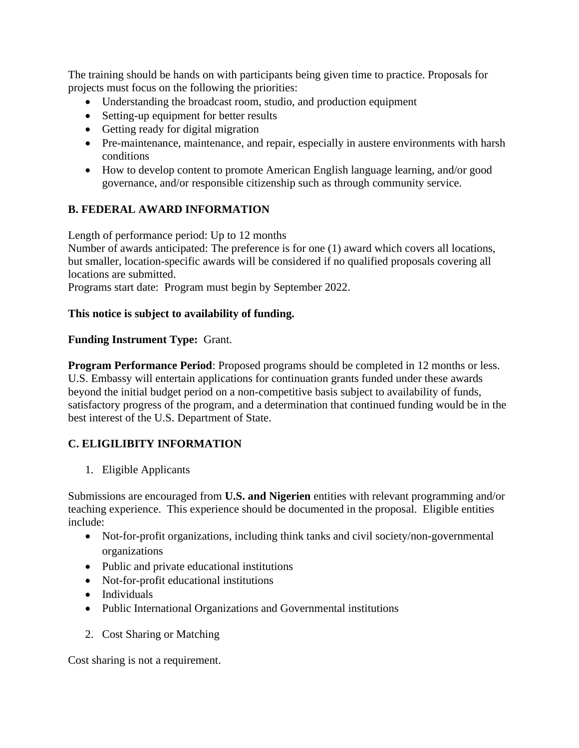The training should be hands on with participants being given time to practice. Proposals for projects must focus on the following the priorities:

- Understanding the broadcast room, studio, and production equipment
- Setting-up equipment for better results
- Getting ready for digital migration
- Pre-maintenance, maintenance, and repair, especially in austere environments with harsh conditions
- How to develop content to promote American English language learning, and/or good governance, and/or responsible citizenship such as through community service.

## B. FEDERAL AWARD INFORMATION

Length of performance period: Up to 12 months
Number of awards anticipated: The preference is for one (1) award which covers all locations, but smaller, location-specific awards will be considered if no qualified proposals covering all locations are submitted.
Programs start date: Program must begin by September 2022.

**This notice is subject to availability of funding.**

**Funding Instrument Type:** Grant.

**Program Performance Period**: Proposed programs should be completed in 12 months or less. U.S. Embassy will entertain applications for continuation grants funded under these awards beyond the initial budget period on a non-competitive basis subject to availability of funds, satisfactory progress of the program, and a determination that continued funding would be in the best interest of the U.S. Department of State.

## C. ELIGILIBITY INFORMATION

1. Eligible Applicants

Submissions are encouraged from **U.S. and Nigerien** entities with relevant programming and/or teaching experience. This experience should be documented in the proposal. Eligible entities include:

- Not-for-profit organizations, including think tanks and civil society/non-governmental organizations
- Public and private educational institutions
- Not-for-profit educational institutions
- Individuals
- Public International Organizations and Governmental institutions

2. Cost Sharing or Matching

Cost sharing is not a requirement.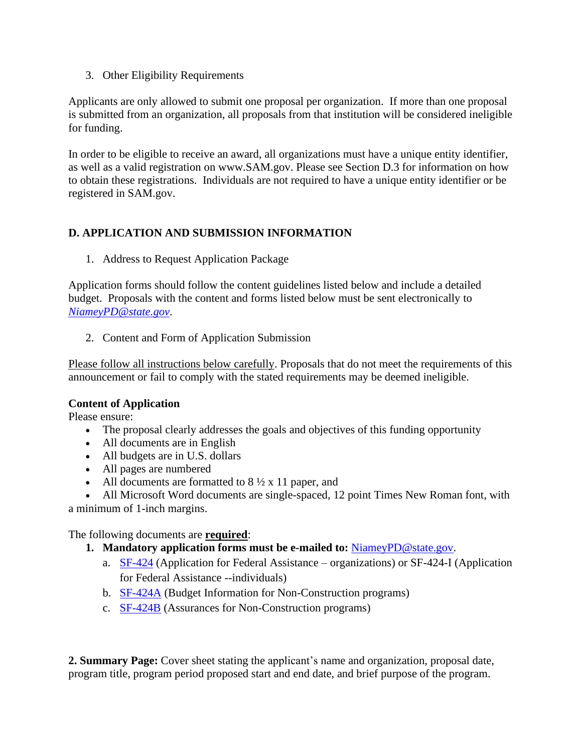3. Other Eligibility Requirements

Applicants are only allowed to submit one proposal per organization. If more than one proposal is submitted from an organization, all proposals from that institution will be considered ineligible for funding.

In order to be eligible to receive an award, all organizations must have a unique entity identifier, as well as a valid registration on www.SAM.gov. Please see Section D.3 for information on how to obtain these registrations. Individuals are not required to have a unique entity identifier or be registered in SAM.gov.

## D. APPLICATION AND SUBMISSION INFORMATION

1. Address to Request Application Package

Application forms should follow the content guidelines listed below and include a detailed budget. Proposals with the content and forms listed below must be sent electronically to *NiameyPD@state.gov*.

2. Content and Form of Application Submission

Please follow all instructions below carefully. Proposals that do not meet the requirements of this announcement or fail to comply with the stated requirements may be deemed ineligible.

**Content of Application**

Please ensure:

- The proposal clearly addresses the goals and objectives of this funding opportunity
- All documents are in English
- All budgets are in U.S. dollars
- All pages are numbered
- All documents are formatted to 8 ½ x 11 paper, and
- All Microsoft Word documents are single-spaced, 12 point Times New Roman font, with a minimum of 1-inch margins.

The following documents are **required**:

1. **Mandatory application forms must be e-mailed to:** NiameyPD@state.gov.
   a. SF-424 (Application for Federal Assistance – organizations) or SF-424-I (Application for Federal Assistance --individuals)
   b. SF-424A (Budget Information for Non-Construction programs)
   c. SF-424B (Assurances for Non-Construction programs)

**2. Summary Page:** Cover sheet stating the applicant's name and organization, proposal date, program title, program period proposed start and end date, and brief purpose of the program.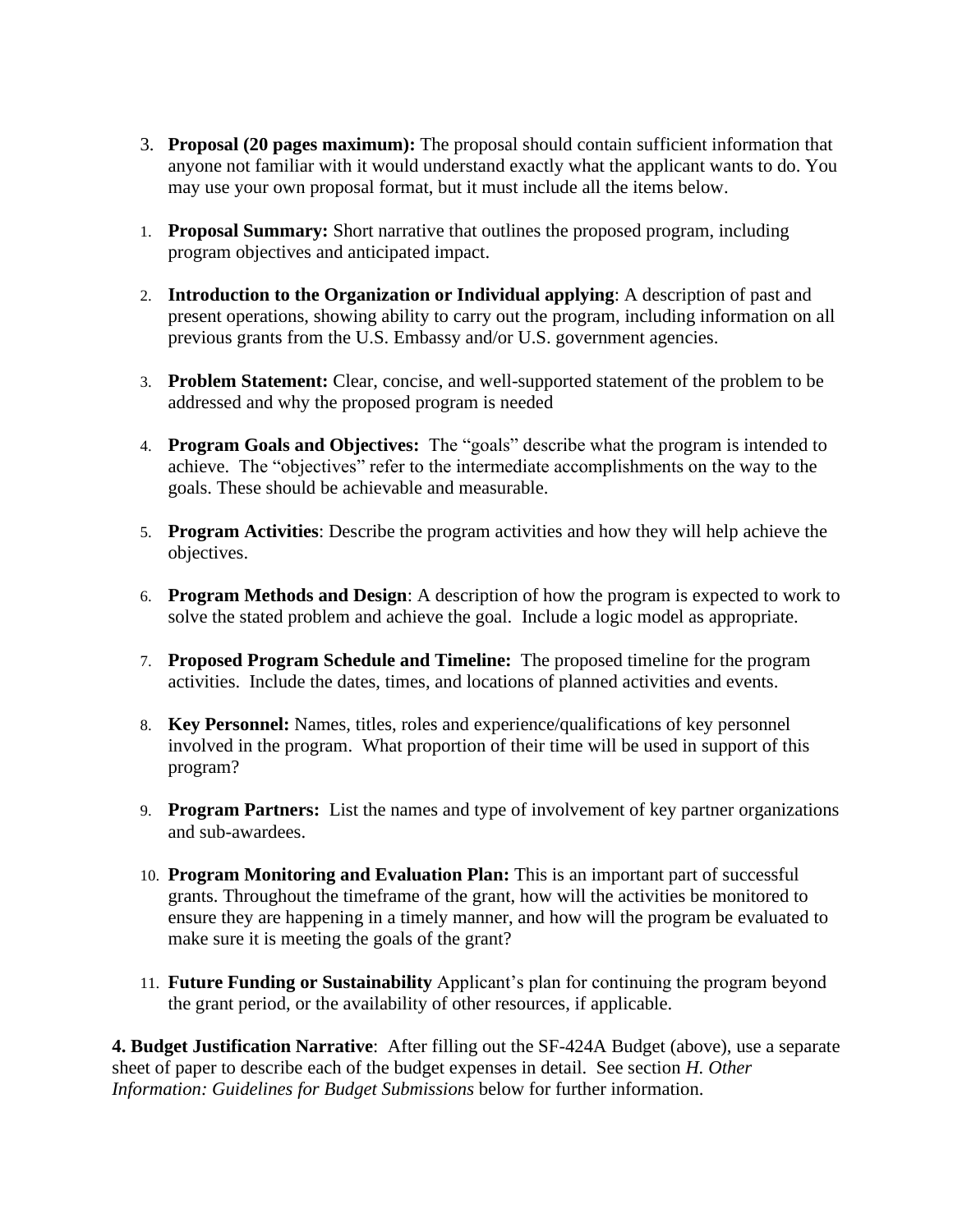3. **Proposal (20 pages maximum):** The proposal should contain sufficient information that anyone not familiar with it would understand exactly what the applicant wants to do. You may use your own proposal format, but it must include all the items below.

1. **Proposal Summary:** Short narrative that outlines the proposed program, including program objectives and anticipated impact.

2. **Introduction to the Organization or Individual applying**: A description of past and present operations, showing ability to carry out the program, including information on all previous grants from the U.S. Embassy and/or U.S. government agencies.

3. **Problem Statement:** Clear, concise, and well-supported statement of the problem to be addressed and why the proposed program is needed

4. **Program Goals and Objectives:** The "goals" describe what the program is intended to achieve. The "objectives" refer to the intermediate accomplishments on the way to the goals. These should be achievable and measurable.

5. **Program Activities**: Describe the program activities and how they will help achieve the objectives.

6. **Program Methods and Design**: A description of how the program is expected to work to solve the stated problem and achieve the goal. Include a logic model as appropriate.

7. **Proposed Program Schedule and Timeline:** The proposed timeline for the program activities. Include the dates, times, and locations of planned activities and events.

8. **Key Personnel:** Names, titles, roles and experience/qualifications of key personnel involved in the program. What proportion of their time will be used in support of this program?

9. **Program Partners:** List the names and type of involvement of key partner organizations and sub-awardees.

10. **Program Monitoring and Evaluation Plan:** This is an important part of successful grants. Throughout the timeframe of the grant, how will the activities be monitored to ensure they are happening in a timely manner, and how will the program be evaluated to make sure it is meeting the goals of the grant?

11. **Future Funding or Sustainability** Applicant's plan for continuing the program beyond the grant period, or the availability of other resources, if applicable.

**4. Budget Justification Narrative**: After filling out the SF-424A Budget (above), use a separate sheet of paper to describe each of the budget expenses in detail. See section *H. Other Information: Guidelines for Budget Submissions* below for further information.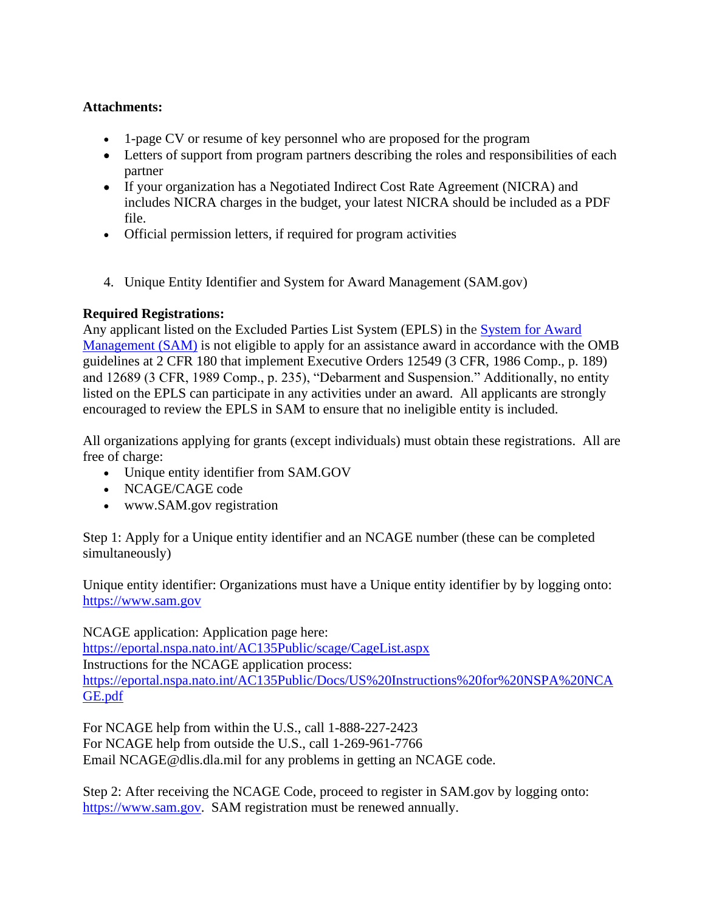**Attachments:**

- 1-page CV or resume of key personnel who are proposed for the program
- Letters of support from program partners describing the roles and responsibilities of each partner
- If your organization has a Negotiated Indirect Cost Rate Agreement (NICRA) and includes NICRA charges in the budget, your latest NICRA should be included as a PDF file.
- Official permission letters, if required for program activities

4. Unique Entity Identifier and System for Award Management (SAM.gov)

**Required Registrations:**

Any applicant listed on the Excluded Parties List System (EPLS) in the [System for Award Management (SAM)](https://www.sam.gov) is not eligible to apply for an assistance award in accordance with the OMB guidelines at 2 CFR 180 that implement Executive Orders 12549 (3 CFR, 1986 Comp., p. 189) and 12689 (3 CFR, 1989 Comp., p. 235), "Debarment and Suspension." Additionally, no entity listed on the EPLS can participate in any activities under an award. All applicants are strongly encouraged to review the EPLS in SAM to ensure that no ineligible entity is included.

All organizations applying for grants (except individuals) must obtain these registrations. All are free of charge:

- Unique entity identifier from SAM.GOV
- NCAGE/CAGE code
- www.SAM.gov registration

Step 1: Apply for a Unique entity identifier and an NCAGE number (these can be completed simultaneously)

Unique entity identifier: Organizations must have a Unique entity identifier by by logging onto: https://www.sam.gov

NCAGE application: Application page here:
https://eportal.nspa.nato.int/AC135Public/scage/CageList.aspx
Instructions for the NCAGE application process:
https://eportal.nspa.nato.int/AC135Public/Docs/US%20Instructions%20for%20NSPA%20NCAGE.pdf

For NCAGE help from within the U.S., call 1-888-227-2423
For NCAGE help from outside the U.S., call 1-269-961-7766
Email NCAGE@dlis.dla.mil for any problems in getting an NCAGE code.

Step 2: After receiving the NCAGE Code, proceed to register in SAM.gov by logging onto: https://www.sam.gov. SAM registration must be renewed annually.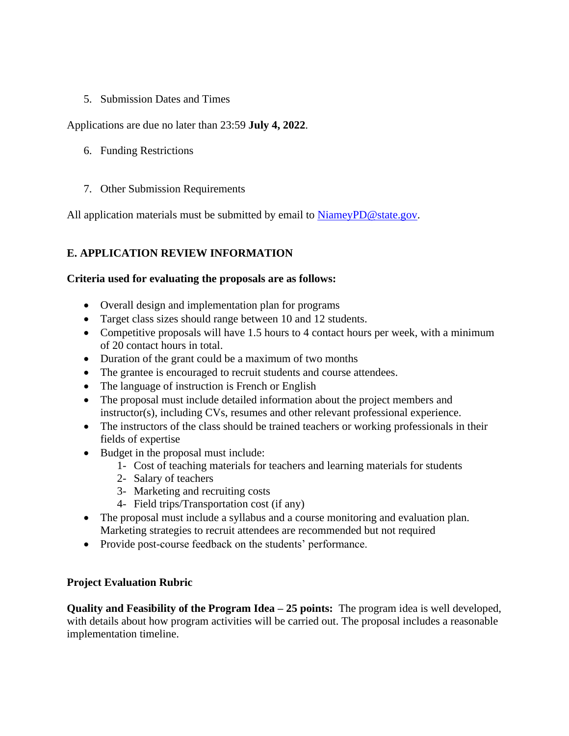5. Submission Dates and Times

Applications are due no later than 23:59 **July 4, 2022**.

6. Funding Restrictions

7. Other Submission Requirements

All application materials must be submitted by email to [NiameyPD@state.gov](mailto:NiameyPD@state.gov).

## E. APPLICATION REVIEW INFORMATION

**Criteria used for evaluating the proposals are as follows:**

- Overall design and implementation plan for programs
- Target class sizes should range between 10 and 12 students.
- Competitive proposals will have 1.5 hours to 4 contact hours per week, with a minimum of 20 contact hours in total.
- Duration of the grant could be a maximum of two months
- The grantee is encouraged to recruit students and course attendees.
- The language of instruction is French or English
- The proposal must include detailed information about the project members and instructor(s), including CVs, resumes and other relevant professional experience.
- The instructors of the class should be trained teachers or working professionals in their fields of expertise
- Budget in the proposal must include:
    1- Cost of teaching materials for teachers and learning materials for students
    2- Salary of teachers
    3- Marketing and recruiting costs
    4- Field trips/Transportation cost (if any)
- The proposal must include a syllabus and a course monitoring and evaluation plan. Marketing strategies to recruit attendees are recommended but not required
- Provide post-course feedback on the students' performance.

**Project Evaluation Rubric**

**Quality and Feasibility of the Program Idea – 25 points:** The program idea is well developed, with details about how program activities will be carried out. The proposal includes a reasonable implementation timeline.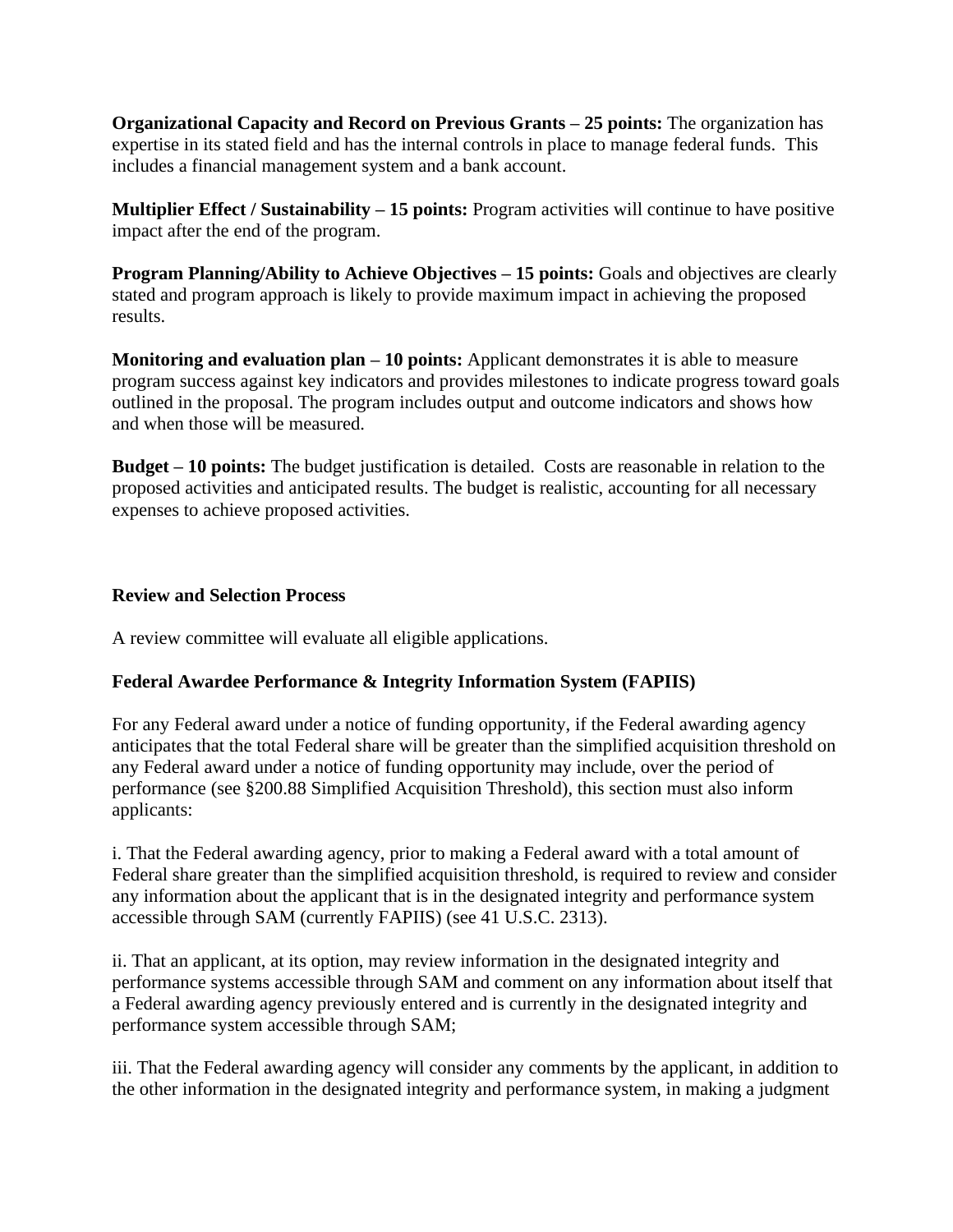**Organizational Capacity and Record on Previous Grants – 25 points:** The organization has expertise in its stated field and has the internal controls in place to manage federal funds. This includes a financial management system and a bank account.

**Multiplier Effect / Sustainability – 15 points:** Program activities will continue to have positive impact after the end of the program.

**Program Planning/Ability to Achieve Objectives – 15 points:** Goals and objectives are clearly stated and program approach is likely to provide maximum impact in achieving the proposed results.

**Monitoring and evaluation plan – 10 points:** Applicant demonstrates it is able to measure program success against key indicators and provides milestones to indicate progress toward goals outlined in the proposal. The program includes output and outcome indicators and shows how and when those will be measured.

**Budget – 10 points:** The budget justification is detailed. Costs are reasonable in relation to the proposed activities and anticipated results. The budget is realistic, accounting for all necessary expenses to achieve proposed activities.

**Review and Selection Process**

A review committee will evaluate all eligible applications.

**Federal Awardee Performance & Integrity Information System (FAPIIS)**

For any Federal award under a notice of funding opportunity, if the Federal awarding agency anticipates that the total Federal share will be greater than the simplified acquisition threshold on any Federal award under a notice of funding opportunity may include, over the period of performance (see §200.88 Simplified Acquisition Threshold), this section must also inform applicants:

i. That the Federal awarding agency, prior to making a Federal award with a total amount of Federal share greater than the simplified acquisition threshold, is required to review and consider any information about the applicant that is in the designated integrity and performance system accessible through SAM (currently FAPIIS) (see 41 U.S.C. 2313).

ii. That an applicant, at its option, may review information in the designated integrity and performance systems accessible through SAM and comment on any information about itself that a Federal awarding agency previously entered and is currently in the designated integrity and performance system accessible through SAM;

iii. That the Federal awarding agency will consider any comments by the applicant, in addition to the other information in the designated integrity and performance system, in making a judgment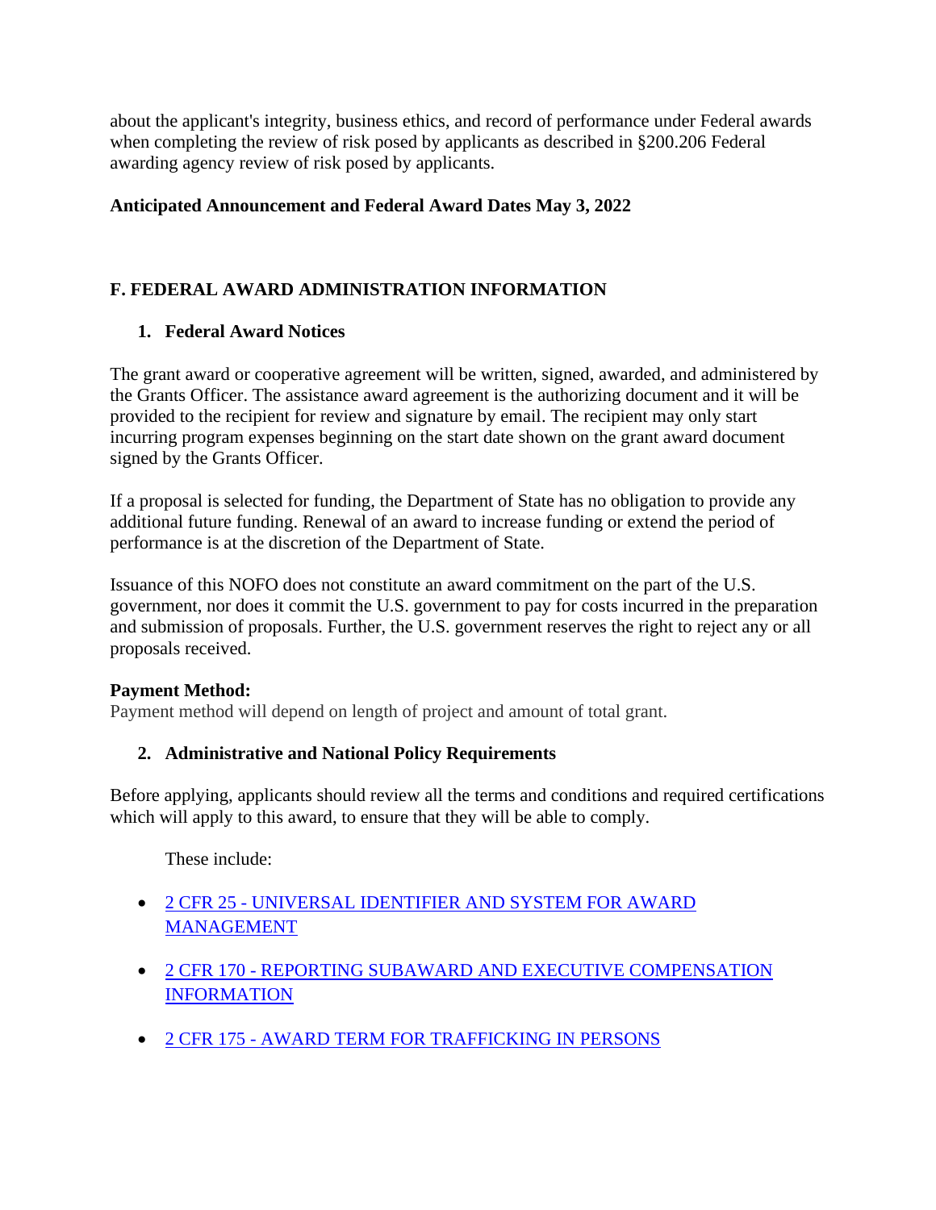about the applicant's integrity, business ethics, and record of performance under Federal awards when completing the review of risk posed by applicants as described in §200.206 Federal awarding agency review of risk posed by applicants.

**Anticipated Announcement and Federal Award Dates May 3, 2022**

## F. FEDERAL AWARD ADMINISTRATION INFORMATION

### 1. Federal Award Notices

The grant award or cooperative agreement will be written, signed, awarded, and administered by the Grants Officer. The assistance award agreement is the authorizing document and it will be provided to the recipient for review and signature by email. The recipient may only start incurring program expenses beginning on the start date shown on the grant award document signed by the Grants Officer.

If a proposal is selected for funding, the Department of State has no obligation to provide any additional future funding. Renewal of an award to increase funding or extend the period of performance is at the discretion of the Department of State.

Issuance of this NOFO does not constitute an award commitment on the part of the U.S. government, nor does it commit the U.S. government to pay for costs incurred in the preparation and submission of proposals. Further, the U.S. government reserves the right to reject any or all proposals received.

**Payment Method:**
Payment method will depend on length of project and amount of total grant.

### 2. Administrative and National Policy Requirements

Before applying, applicants should review all the terms and conditions and required certifications which will apply to this award, to ensure that they will be able to comply.

These include:

- 2 CFR 25 - UNIVERSAL IDENTIFIER AND SYSTEM FOR AWARD MANAGEMENT
- 2 CFR 170 - REPORTING SUBAWARD AND EXECUTIVE COMPENSATION INFORMATION
- 2 CFR 175 - AWARD TERM FOR TRAFFICKING IN PERSONS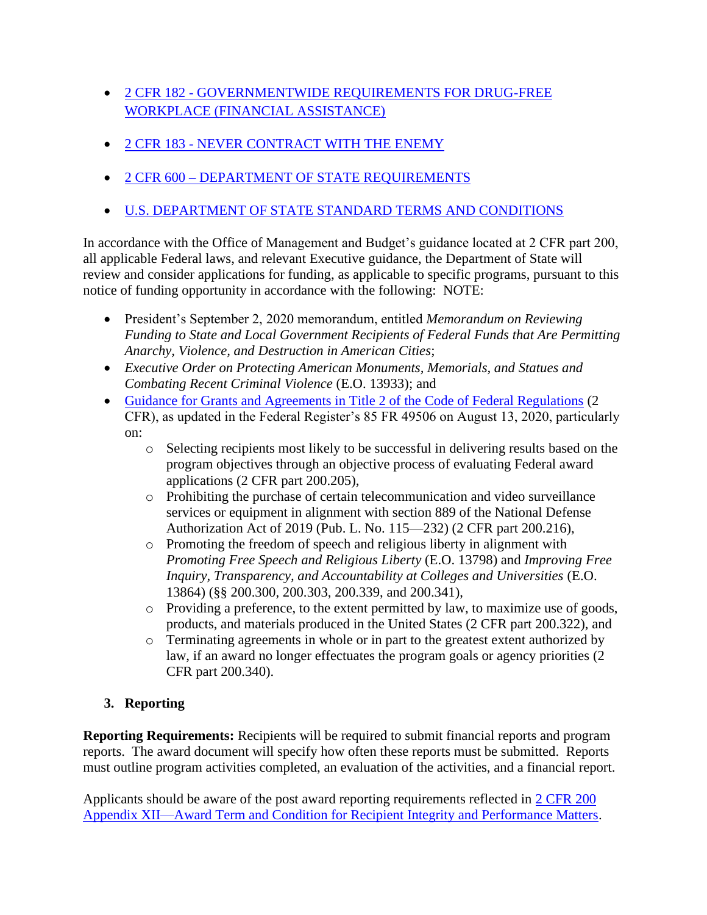- [2 CFR 182 - GOVERNMENTWIDE REQUIREMENTS FOR DRUG-FREE WORKPLACE (FINANCIAL ASSISTANCE)]()
- [2 CFR 183 - NEVER CONTRACT WITH THE ENEMY]()
- [2 CFR 600 – DEPARTMENT OF STATE REQUIREMENTS]()
- [U.S. DEPARTMENT OF STATE STANDARD TERMS AND CONDITIONS]()

In accordance with the Office of Management and Budget's guidance located at 2 CFR part 200, all applicable Federal laws, and relevant Executive guidance, the Department of State will review and consider applications for funding, as applicable to specific programs, pursuant to this notice of funding opportunity in accordance with the following: NOTE:

- President's September 2, 2020 memorandum, entitled *Memorandum on Reviewing Funding to State and Local Government Recipients of Federal Funds that Are Permitting Anarchy, Violence, and Destruction in American Cities*;
- *Executive Order on Protecting American Monuments, Memorials, and Statues and Combating Recent Criminal Violence* (E.O. 13933); and
- [Guidance for Grants and Agreements in Title 2 of the Code of Federal Regulations]() (2 CFR), as updated in the Federal Register's 85 FR 49506 on August 13, 2020, particularly on:
    - Selecting recipients most likely to be successful in delivering results based on the program objectives through an objective process of evaluating Federal award applications (2 CFR part 200.205),
    - Prohibiting the purchase of certain telecommunication and video surveillance services or equipment in alignment with section 889 of the National Defense Authorization Act of 2019 (Pub. L. No. 115—232) (2 CFR part 200.216),
    - Promoting the freedom of speech and religious liberty in alignment with *Promoting Free Speech and Religious Liberty* (E.O. 13798) and *Improving Free Inquiry, Transparency, and Accountability at Colleges and Universities* (E.O. 13864) (§§ 200.300, 200.303, 200.339, and 200.341),
    - Providing a preference, to the extent permitted by law, to maximize use of goods, products, and materials produced in the United States (2 CFR part 200.322), and
    - Terminating agreements in whole or in part to the greatest extent authorized by law, if an award no longer effectuates the program goals or agency priorities (2 CFR part 200.340).

### 3. Reporting

**Reporting Requirements:** Recipients will be required to submit financial reports and program reports. The award document will specify how often these reports must be submitted. Reports must outline program activities completed, an evaluation of the activities, and a financial report.

Applicants should be aware of the post award reporting requirements reflected in [2 CFR 200 Appendix XII—Award Term and Condition for Recipient Integrity and Performance Matters]().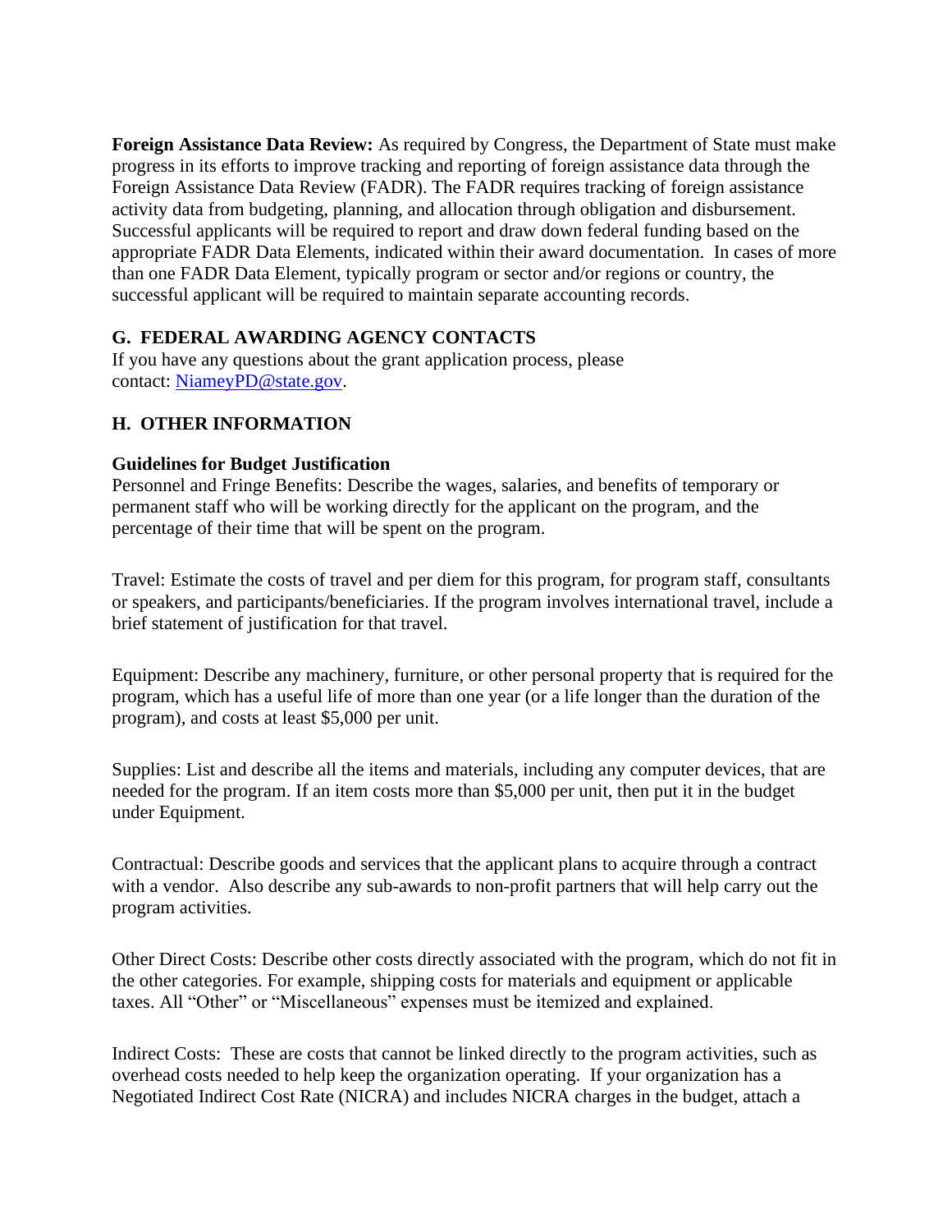**Foreign Assistance Data Review:** As required by Congress, the Department of State must make progress in its efforts to improve tracking and reporting of foreign assistance data through the Foreign Assistance Data Review (FADR). The FADR requires tracking of foreign assistance activity data from budgeting, planning, and allocation through obligation and disbursement. Successful applicants will be required to report and draw down federal funding based on the appropriate FADR Data Elements, indicated within their award documentation. In cases of more than one FADR Data Element, typically program or sector and/or regions or country, the successful applicant will be required to maintain separate accounting records.

## G. FEDERAL AWARDING AGENCY CONTACTS

If you have any questions about the grant application process, please contact: [NiameyPD@state.gov](mailto:NiameyPD@state.gov).

## H. OTHER INFORMATION

**Guidelines for Budget Justification**

Personnel and Fringe Benefits: Describe the wages, salaries, and benefits of temporary or permanent staff who will be working directly for the applicant on the program, and the percentage of their time that will be spent on the program.

Travel: Estimate the costs of travel and per diem for this program, for program staff, consultants or speakers, and participants/beneficiaries. If the program involves international travel, include a brief statement of justification for that travel.

Equipment: Describe any machinery, furniture, or other personal property that is required for the program, which has a useful life of more than one year (or a life longer than the duration of the program), and costs at least $5,000 per unit.

Supplies: List and describe all the items and materials, including any computer devices, that are needed for the program. If an item costs more than $5,000 per unit, then put it in the budget under Equipment.

Contractual: Describe goods and services that the applicant plans to acquire through a contract with a vendor. Also describe any sub-awards to non-profit partners that will help carry out the program activities.

Other Direct Costs: Describe other costs directly associated with the program, which do not fit in the other categories. For example, shipping costs for materials and equipment or applicable taxes. All "Other" or "Miscellaneous" expenses must be itemized and explained.

Indirect Costs: These are costs that cannot be linked directly to the program activities, such as overhead costs needed to help keep the organization operating. If your organization has a Negotiated Indirect Cost Rate (NICRA) and includes NICRA charges in the budget, attach a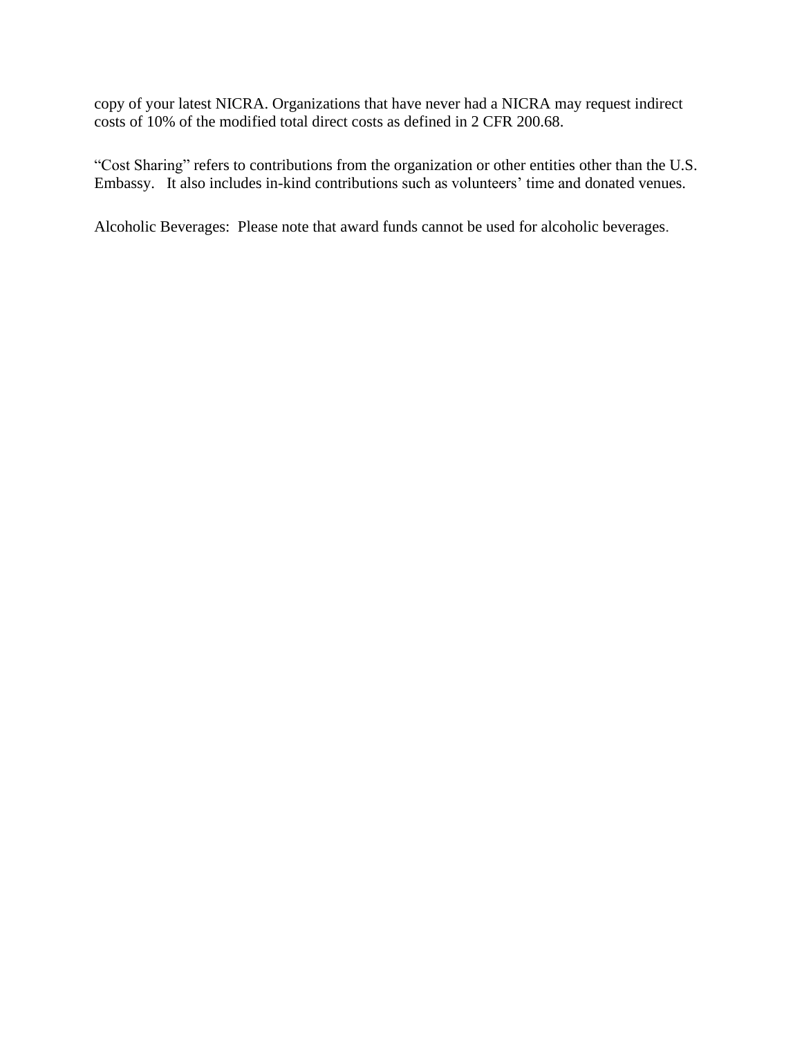copy of your latest NICRA. Organizations that have never had a NICRA may request indirect costs of 10% of the modified total direct costs as defined in 2 CFR 200.68.

"Cost Sharing" refers to contributions from the organization or other entities other than the U.S. Embassy. It also includes in-kind contributions such as volunteers' time and donated venues.

Alcoholic Beverages: Please note that award funds cannot be used for alcoholic beverages.